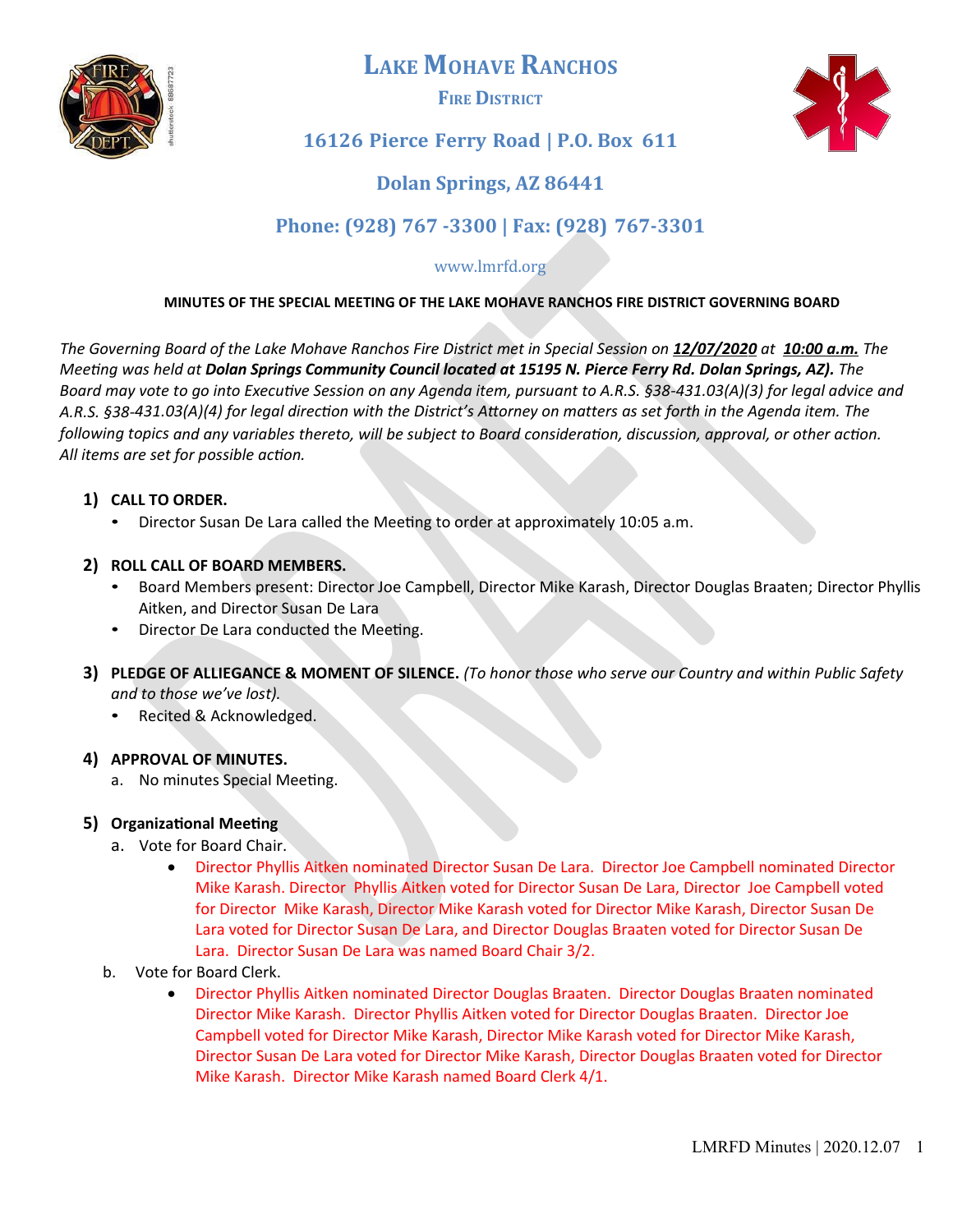# LAKE MOHAVE RANCHOS

## FIRE DISTRICT

### 16126 Pierce Ferry Road | P.O. Box 611

### Dolan Springs, AZ 86441

### Phone: (928) 767 -3300 | Fax: (928) 767-3301

www.lmrfd.org

**MINUTES OF THE SPECIAL MEETING OF THE LAKE MOHAVE RANCHOS FIRE DISTRICT GOVERNING BOARD**

*The Governing Board of the Lake Mohave Ranchos Fire District met in Special Session on **12/07/2020** at **10:00 a.m.** The Meeting was held at **Dolan Springs Community Council located at 15195 N. Pierce Ferry Rd. Dolan Springs, AZ).** The Board may vote to go into Executive Session on any Agenda item, pursuant to A.R.S. §38-431.03(A)(3) for legal advice and A.R.S. §38-431.03(A)(4) for legal direction with the District's Attorney on matters as set forth in the Agenda item. The following topics and any variables thereto, will be subject to Board consideration, discussion, approval, or other action. All items are set for possible action.*

**1) CALL TO ORDER.**

- Director Susan De Lara called the Meeting to order at approximately 10:05 a.m.

**2) ROLL CALL OF BOARD MEMBERS.**

- Board Members present: Director Joe Campbell, Director Mike Karash, Director Douglas Braaten; Director Phyllis Aitken, and Director Susan De Lara
- Director De Lara conducted the Meeting.

**3) PLEDGE OF ALLIEGANCE & MOMENT OF SILENCE.** *(To honor those who serve our Country and within Public Safety and to those we've lost).*

- Recited & Acknowledged.

**4) APPROVAL OF MINUTES.**

a. No minutes Special Meeting.

**5) Organizational Meeting**

a. Vote for Board Chair.

- Director Phyllis Aitken nominated Director Susan De Lara. Director Joe Campbell nominated Director Mike Karash. Director Phyllis Aitken voted for Director Susan De Lara, Director Joe Campbell voted for Director Mike Karash, Director Mike Karash voted for Director Mike Karash, Director Susan De Lara voted for Director Susan De Lara, and Director Douglas Braaten voted for Director Susan De Lara. Director Susan De Lara was named Board Chair 3/2.

b. Vote for Board Clerk.

- Director Phyllis Aitken nominated Director Douglas Braaten. Director Douglas Braaten nominated Director Mike Karash. Director Phyllis Aitken voted for Director Douglas Braaten. Director Joe Campbell voted for Director Mike Karash, Director Mike Karash voted for Director Mike Karash, Director Susan De Lara voted for Director Mike Karash, Director Douglas Braaten voted for Director Mike Karash. Director Mike Karash named Board Clerk 4/1.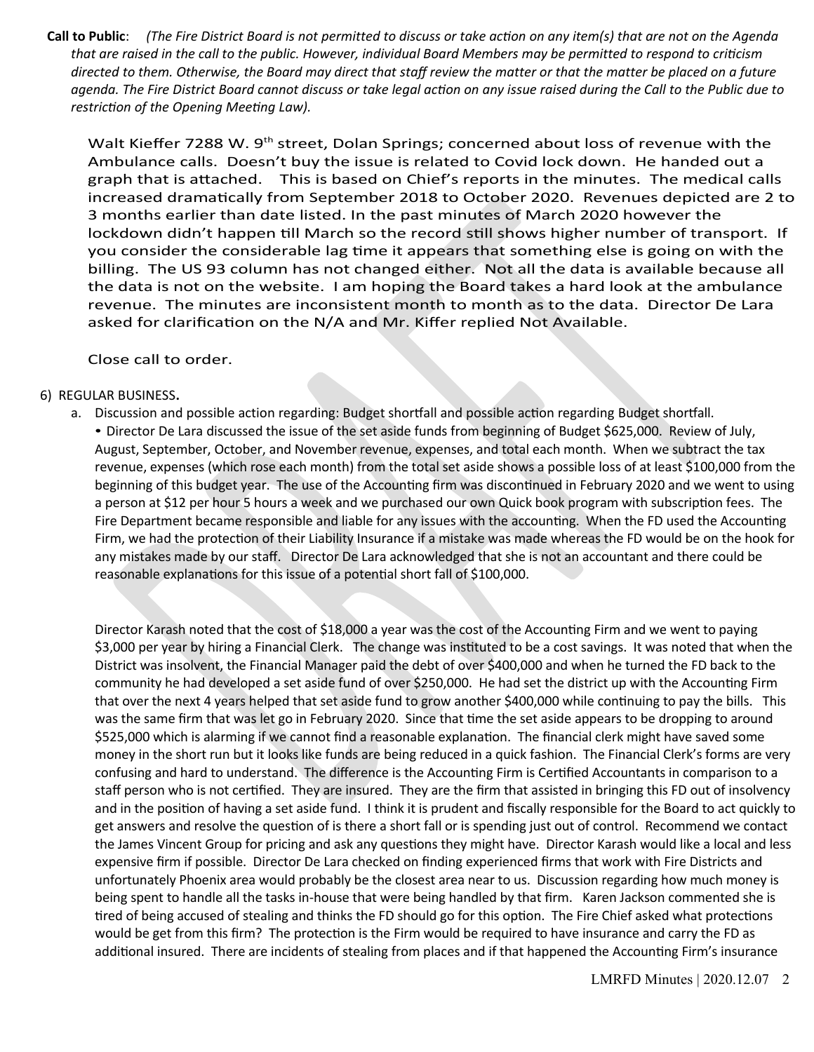**Call to Public**: *(The Fire District Board is not permitted to discuss or take action on any item(s) that are not on the Agenda that are raised in the call to the public. However, individual Board Members may be permitted to respond to criticism directed to them. Otherwise, the Board may direct that staff review the matter or that the matter be placed on a future agenda. The Fire District Board cannot discuss or take legal action on any issue raised during the Call to the Public due to restriction of the Opening Meeting Law).*

Walt Kieffer 7288 W. 9th street, Dolan Springs; concerned about loss of revenue with the Ambulance calls. Doesn't buy the issue is related to Covid lock down. He handed out a graph that is attached. This is based on Chief's reports in the minutes. The medical calls increased dramatically from September 2018 to October 2020. Revenues depicted are 2 to 3 months earlier than date listed. In the past minutes of March 2020 however the lockdown didn't happen till March so the record still shows higher number of transport. If you consider the considerable lag time it appears that something else is going on with the billing. The US 93 column has not changed either. Not all the data is available because all the data is not on the website. I am hoping the Board takes a hard look at the ambulance revenue. The minutes are inconsistent month to month as to the data. Director De Lara asked for clarification on the N/A and Mr. Kiffer replied Not Available.

Close call to order.

6) REGULAR BUSINESS.

a. Discussion and possible action regarding: Budget shortfall and possible action regarding Budget shortfall.

- Director De Lara discussed the issue of the set aside funds from beginning of Budget $625,000. Review of July, August, September, October, and November revenue, expenses, and total each month. When we subtract the tax revenue, expenses (which rose each month) from the total set aside shows a possible loss of at least $100,000 from the beginning of this budget year. The use of the Accounting firm was discontinued in February 2020 and we went to using a person at $12 per hour 5 hours a week and we purchased our own Quick book program with subscription fees. The Fire Department became responsible and liable for any issues with the accounting. When the FD used the Accounting Firm, we had the protection of their Liability Insurance if a mistake was made whereas the FD would be on the hook for any mistakes made by our staff. Director De Lara acknowledged that she is not an accountant and there could be reasonable explanations for this issue of a potential short fall of $100,000.

Director Karash noted that the cost of $18,000 a year was the cost of the Accounting Firm and we went to paying $3,000 per year by hiring a Financial Clerk. The change was instituted to be a cost savings. It was noted that when the District was insolvent, the Financial Manager paid the debt of over $400,000 and when he turned the FD back to the community he had developed a set aside fund of over $250,000. He had set the district up with the Accounting Firm that over the next 4 years helped that set aside fund to grow another $400,000 while continuing to pay the bills. This was the same firm that was let go in February 2020. Since that time the set aside appears to be dropping to around $525,000 which is alarming if we cannot find a reasonable explanation. The financial clerk might have saved some money in the short run but it looks like funds are being reduced in a quick fashion. The Financial Clerk's forms are very confusing and hard to understand. The difference is the Accounting Firm is Certified Accountants in comparison to a staff person who is not certified. They are insured. They are the firm that assisted in bringing this FD out of insolvency and in the position of having a set aside fund. I think it is prudent and fiscally responsible for the Board to act quickly to get answers and resolve the question of is there a short fall or is spending just out of control. Recommend we contact the James Vincent Group for pricing and ask any questions they might have. Director Karash would like a local and less expensive firm if possible. Director De Lara checked on finding experienced firms that work with Fire Districts and unfortunately Phoenix area would probably be the closest area near to us. Discussion regarding how much money is being spent to handle all the tasks in-house that were being handled by that firm. Karen Jackson commented she is tired of being accused of stealing and thinks the FD should go for this option. The Fire Chief asked what protections would be get from this firm? The protection is the Firm would be required to have insurance and carry the FD as additional insured. There are incidents of stealing from places and if that happened the Accounting Firm's insurance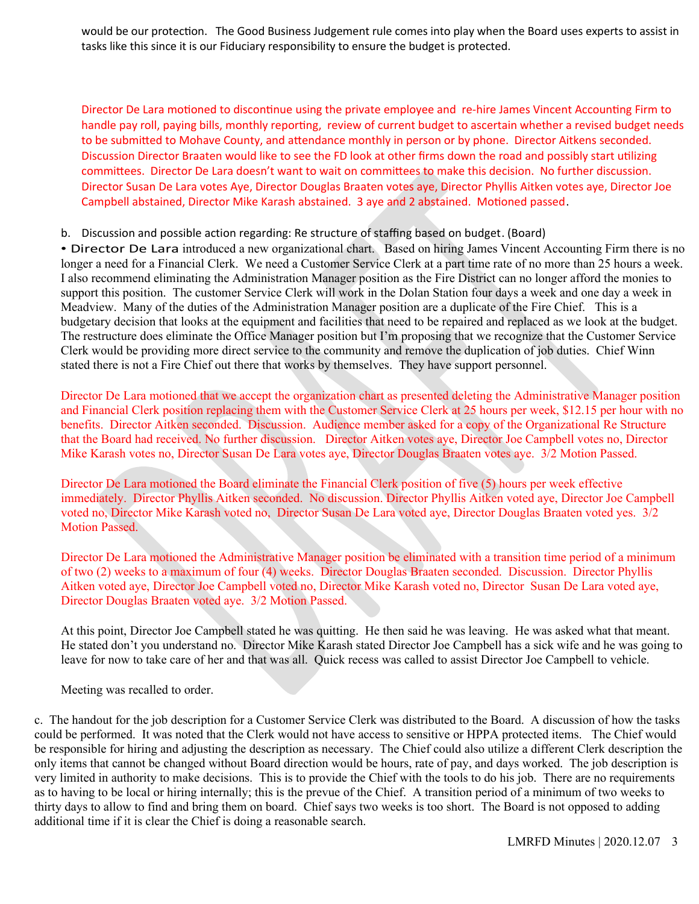would be our protection. The Good Business Judgement rule comes into play when the Board uses experts to assist in tasks like this since it is our Fiduciary responsibility to ensure the budget is protected.

Director De Lara motioned to discontinue using the private employee and re-hire James Vincent Accounting Firm to handle pay roll, paying bills, monthly reporting, review of current budget to ascertain whether a revised budget needs to be submitted to Mohave County, and attendance monthly in person or by phone. Director Aitkens seconded. Discussion Director Braaten would like to see the FD look at other firms down the road and possibly start utilizing committees. Director De Lara doesn't want to wait on committees to make this decision. No further discussion. Director Susan De Lara votes Aye, Director Douglas Braaten votes aye, Director Phyllis Aitken votes aye, Director Joe Campbell abstained, Director Mike Karash abstained. 3 aye and 2 abstained. Motioned passed.

b. Discussion and possible action regarding: Re structure of staffing based on budget. (Board)

• Director De Lara introduced a new organizational chart. Based on hiring James Vincent Accounting Firm there is no longer a need for a Financial Clerk. We need a Customer Service Clerk at a part time rate of no more than 25 hours a week. I also recommend eliminating the Administration Manager position as the Fire District can no longer afford the monies to support this position. The customer Service Clerk will work in the Dolan Station four days a week and one day a week in Meadview. Many of the duties of the Administration Manager position are a duplicate of the Fire Chief. This is a budgetary decision that looks at the equipment and facilities that need to be repaired and replaced as we look at the budget. The restructure does eliminate the Office Manager position but I'm proposing that we recognize that the Customer Service Clerk would be providing more direct service to the community and remove the duplication of job duties. Chief Winn stated there is not a Fire Chief out there that works by themselves. They have support personnel.

Director De Lara motioned that we accept the organization chart as presented deleting the Administrative Manager position and Financial Clerk position replacing them with the Customer Service Clerk at 25 hours per week, $12.15 per hour with no benefits. Director Aitken seconded. Discussion. Audience member asked for a copy of the Organizational Re Structure that the Board had received. No further discussion. Director Aitken votes aye, Director Joe Campbell votes no, Director Mike Karash votes no, Director Susan De Lara votes aye, Director Douglas Braaten votes aye. 3/2 Motion Passed.

Director De Lara motioned the Board eliminate the Financial Clerk position of five (5) hours per week effective immediately. Director Phyllis Aitken seconded. No discussion. Director Phyllis Aitken voted aye, Director Joe Campbell voted no, Director Mike Karash voted no, Director Susan De Lara voted aye, Director Douglas Braaten voted yes. 3/2 Motion Passed.

Director De Lara motioned the Administrative Manager position be eliminated with a transition time period of a minimum of two (2) weeks to a maximum of four (4) weeks. Director Douglas Braaten seconded. Discussion. Director Phyllis Aitken voted aye, Director Joe Campbell voted no, Director Mike Karash voted no, Director Susan De Lara voted aye, Director Douglas Braaten voted aye. 3/2 Motion Passed.

At this point, Director Joe Campbell stated he was quitting. He then said he was leaving. He was asked what that meant. He stated don't you understand no. Director Mike Karash stated Director Joe Campbell has a sick wife and he was going to leave for now to take care of her and that was all. Quick recess was called to assist Director Joe Campbell to vehicle.

Meeting was recalled to order.

c. The handout for the job description for a Customer Service Clerk was distributed to the Board. A discussion of how the tasks could be performed. It was noted that the Clerk would not have access to sensitive or HPPA protected items. The Chief would be responsible for hiring and adjusting the description as necessary. The Chief could also utilize a different Clerk description the only items that cannot be changed without Board direction would be hours, rate of pay, and days worked. The job description is very limited in authority to make decisions. This is to provide the Chief with the tools to do his job. There are no requirements as to having to be local or hiring internally; this is the prevue of the Chief. A transition period of a minimum of two weeks to thirty days to allow to find and bring them on board. Chief says two weeks is too short. The Board is not opposed to adding additional time if it is clear the Chief is doing a reasonable search.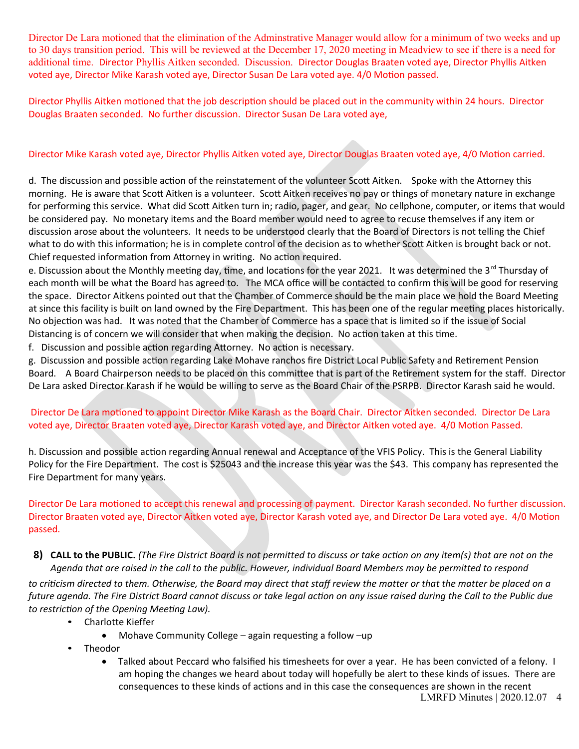Director De Lara motioned that the elimination of the Adminstrative Manager would allow for a minimum of two weeks and up to 30 days transition period. This will be reviewed at the December 17, 2020 meeting in Meadview to see if there is a need for additional time. Director Phyllis Aitken seconded. Discussion. Director Douglas Braaten voted aye, Director Phyllis Aitken voted aye, Director Mike Karash voted aye, Director Susan De Lara voted aye. 4/0 Motion passed.

Director Phyllis Aitken motioned that the job description should be placed out in the community within 24 hours. Director Douglas Braaten seconded. No further discussion. Director Susan De Lara voted aye,

Director Mike Karash voted aye, Director Phyllis Aitken voted aye, Director Douglas Braaten voted aye, 4/0 Motion carried.

d. The discussion and possible action of the reinstatement of the volunteer Scott Aitken. Spoke with the Attorney this morning. He is aware that Scott Aitken is a volunteer. Scott Aitken receives no pay or things of monetary nature in exchange for performing this service. What did Scott Aitken turn in; radio, pager, and gear. No cellphone, computer, or items that would be considered pay. No monetary items and the Board member would need to agree to recuse themselves if any item or discussion arose about the volunteers. It needs to be understood clearly that the Board of Directors is not telling the Chief what to do with this information; he is in complete control of the decision as to whether Scott Aitken is brought back or not. Chief requested information from Attorney in writing. No action required.

e. Discussion about the Monthly meeting day, time, and locations for the year 2021. It was determined the 3rd Thursday of each month will be what the Board has agreed to. The MCA office will be contacted to confirm this will be good for reserving the space. Director Aitkens pointed out that the Chamber of Commerce should be the main place we hold the Board Meeting at since this facility is built on land owned by the Fire Department. This has been one of the regular meeting places historically. No objection was had. It was noted that the Chamber of Commerce has a space that is limited so if the issue of Social Distancing is of concern we will consider that when making the decision. No action taken at this time.

f. Discussion and possible action regarding Attorney. No action is necessary.

g. Discussion and possible action regarding Lake Mohave ranchos fire District Local Public Safety and Retirement Pension Board. A Board Chairperson needs to be placed on this committee that is part of the Retirement system for the staff. Director De Lara asked Director Karash if he would be willing to serve as the Board Chair of the PSRPB. Director Karash said he would.

Director De Lara motioned to appoint Director Mike Karash as the Board Chair. Director Aitken seconded. Director De Lara voted aye, Director Braaten voted aye, Director Karash voted aye, and Director Aitken voted aye. 4/0 Motion Passed.

h. Discussion and possible action regarding Annual renewal and Acceptance of the VFIS Policy. This is the General Liability Policy for the Fire Department. The cost is $25043 and the increase this year was the $43. This company has represented the Fire Department for many years.

Director De Lara motioned to accept this renewal and processing of payment. Director Karash seconded. No further discussion. Director Braaten voted aye, Director Aitken voted aye, Director Karash voted aye, and Director De Lara voted aye. 4/0 Motion passed.

**8) CALL to the PUBLIC.** *(The Fire District Board is not permitted to discuss or take action on any item(s) that are not on the Agenda that are raised in the call to the public. However, individual Board Members may be permitted to respond to criticism directed to them. Otherwise, the Board may direct that staff review the matter or that the matter be placed on a future agenda. The Fire District Board cannot discuss or take legal action on any issue raised during the Call to the Public due to restriction of the Opening Meeting Law).*

- Charlotte Kieffer
  - Mohave Community College – again requesting a follow –up
- Theodor
  - Talked about Peccard who falsified his timesheets for over a year. He has been convicted of a felony. I am hoping the changes we heard about today will hopefully be alert to these kinds of issues. There are consequences to these kinds of actions and in this case the consequences are shown in the recent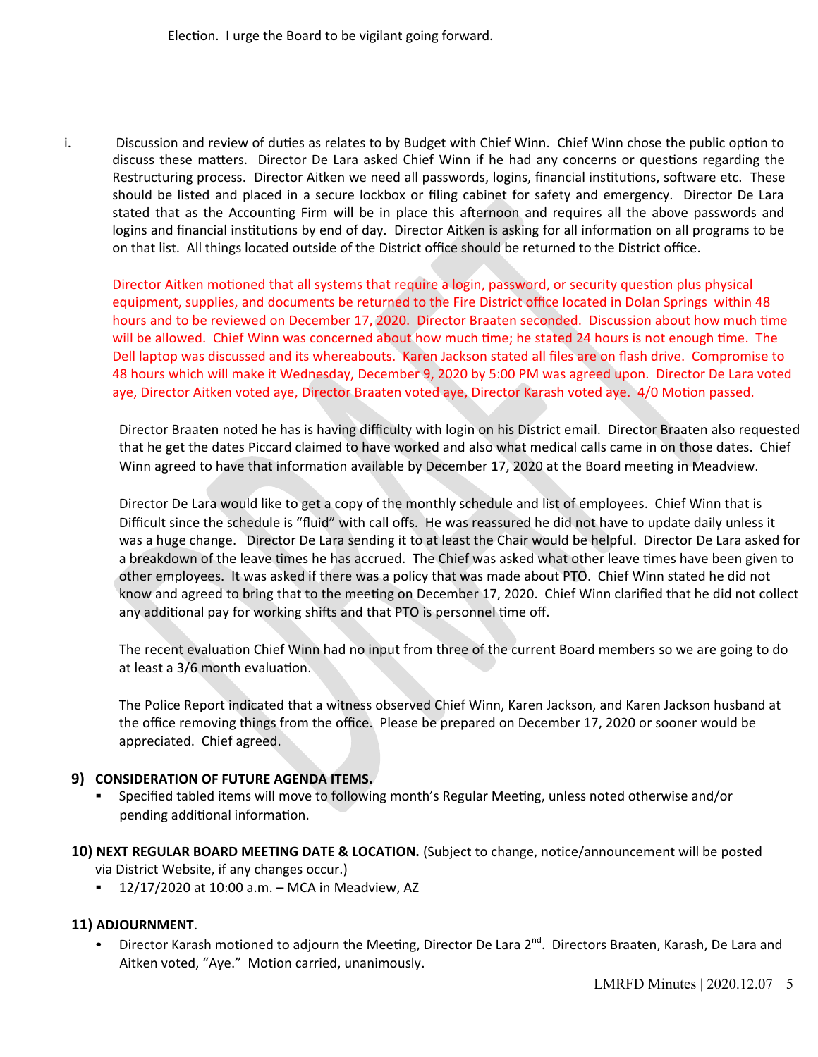Election. I urge the Board to be vigilant going forward.

i. Discussion and review of duties as relates to by Budget with Chief Winn. Chief Winn chose the public option to discuss these matters. Director De Lara asked Chief Winn if he had any concerns or questions regarding the Restructuring process. Director Aitken we need all passwords, logins, financial institutions, software etc. These should be listed and placed in a secure lockbox or filing cabinet for safety and emergency. Director De Lara stated that as the Accounting Firm will be in place this afternoon and requires all the above passwords and logins and financial institutions by end of day. Director Aitken is asking for all information on all programs to be on that list. All things located outside of the District office should be returned to the District office.

Director Aitken motioned that all systems that require a login, password, or security question plus physical equipment, supplies, and documents be returned to the Fire District office located in Dolan Springs within 48 hours and to be reviewed on December 17, 2020. Director Braaten seconded. Discussion about how much time will be allowed. Chief Winn was concerned about how much time; he stated 24 hours is not enough time. The Dell laptop was discussed and its whereabouts. Karen Jackson stated all files are on flash drive. Compromise to 48 hours which will make it Wednesday, December 9, 2020 by 5:00 PM was agreed upon. Director De Lara voted aye, Director Aitken voted aye, Director Braaten voted aye, Director Karash voted aye. 4/0 Motion passed.

Director Braaten noted he has is having difficulty with login on his District email. Director Braaten also requested that he get the dates Piccard claimed to have worked and also what medical calls came in on those dates. Chief Winn agreed to have that information available by December 17, 2020 at the Board meeting in Meadview.

Director De Lara would like to get a copy of the monthly schedule and list of employees. Chief Winn that is Difficult since the schedule is "fluid" with call offs. He was reassured he did not have to update daily unless it was a huge change. Director De Lara sending it to at least the Chair would be helpful. Director De Lara asked for a breakdown of the leave times he has accrued. The Chief was asked what other leave times have been given to other employees. It was asked if there was a policy that was made about PTO. Chief Winn stated he did not know and agreed to bring that to the meeting on December 17, 2020. Chief Winn clarified that he did not collect any additional pay for working shifts and that PTO is personnel time off.

The recent evaluation Chief Winn had no input from three of the current Board members so we are going to do at least a 3/6 month evaluation.

The Police Report indicated that a witness observed Chief Winn, Karen Jackson, and Karen Jackson husband at the office removing things from the office. Please be prepared on December 17, 2020 or sooner would be appreciated. Chief agreed.

## 9) CONSIDERATION OF FUTURE AGENDA ITEMS.

- Specified tabled items will move to following month's Regular Meeting, unless noted otherwise and/or pending additional information.

## 10) NEXT REGULAR BOARD MEETING DATE & LOCATION. (Subject to change, notice/announcement will be posted via District Website, if any changes occur.)

- 12/17/2020 at 10:00 a.m. – MCA in Meadview, AZ

## 11) ADJOURNMENT.

- Director Karash motioned to adjourn the Meeting, Director De Lara 2nd. Directors Braaten, Karash, De Lara and Aitken voted, "Aye." Motion carried, unanimously.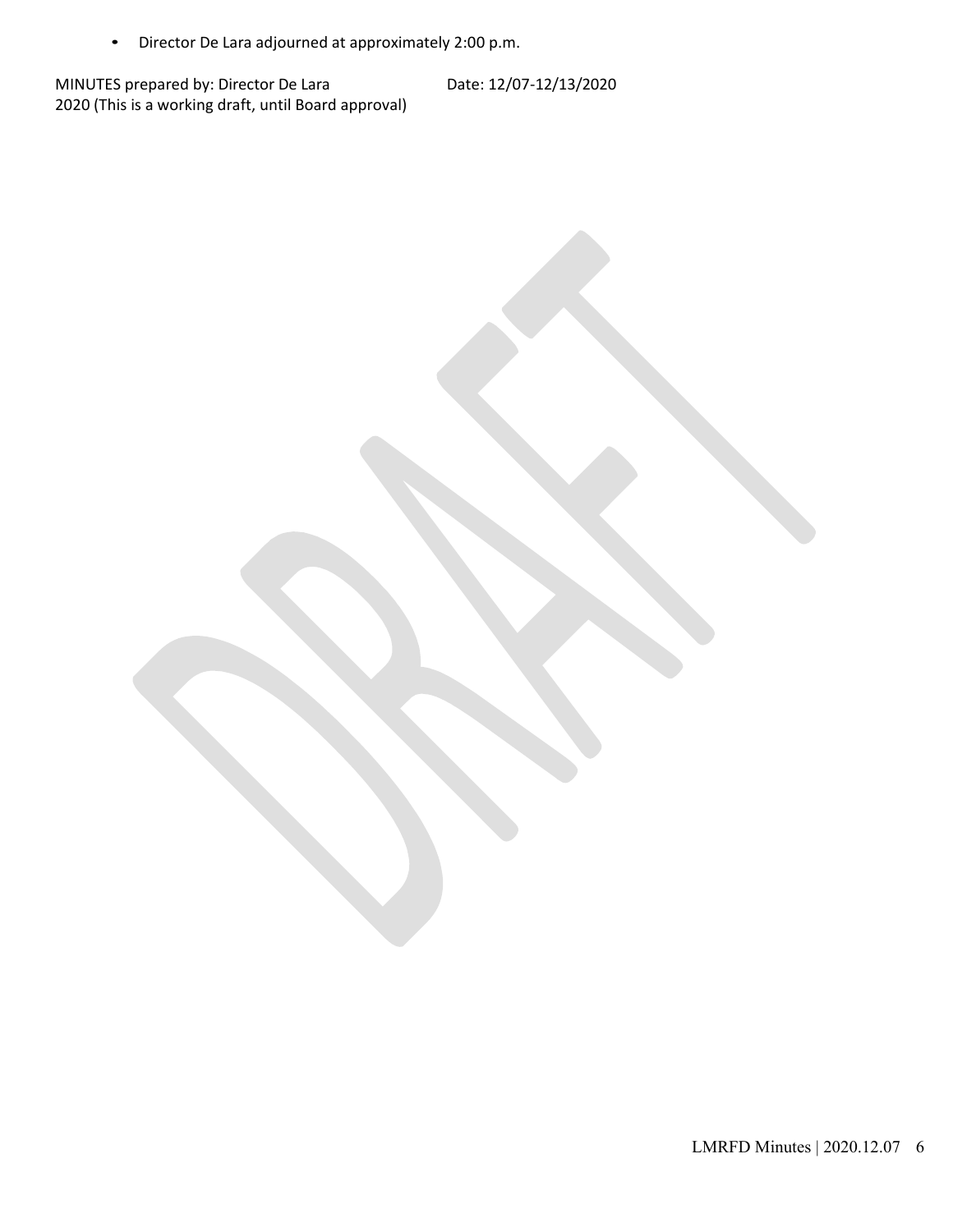- Director De Lara adjourned at approximately 2:00 p.m.

MINUTES prepared by: Director De Lara Date: 12/07-12/13/2020
2020 (This is a working draft, until Board approval)